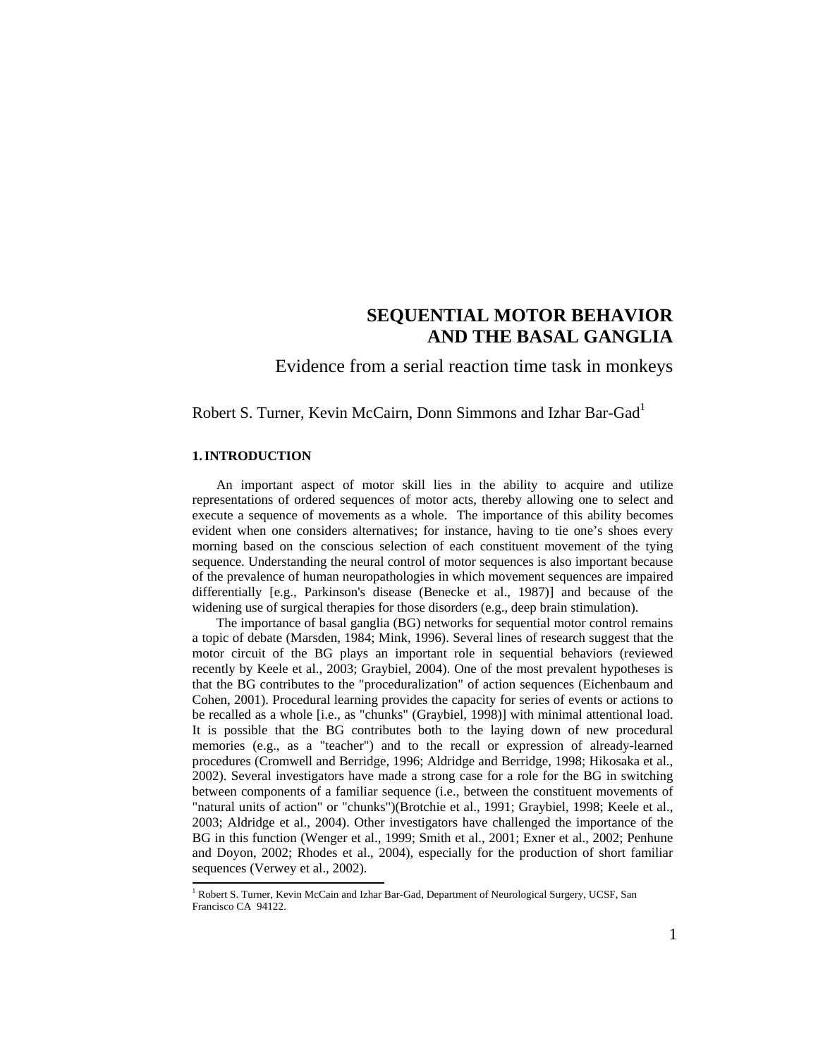# SEQUENTIAL MOTOR BEHAVIOR AND THE BASAL GANGLIA

## Evidence from a serial reaction time task in monkeys

Robert S. Turner, Kevin McCairn, Donn Simmons and Izhar Bar-Gad[1]

### 1. INTRODUCTION

An important aspect of motor skill lies in the ability to acquire and utilize representations of ordered sequences of motor acts, thereby allowing one to select and execute a sequence of movements as a whole. The importance of this ability becomes evident when one considers alternatives; for instance, having to tie one's shoes every morning based on the conscious selection of each constituent movement of the tying sequence. Understanding the neural control of motor sequences is also important because of the prevalence of human neuropathologies in which movement sequences are impaired differentially [e.g., Parkinson's disease (Benecke et al., 1987)] and because of the widening use of surgical therapies for those disorders (e.g., deep brain stimulation).

The importance of basal ganglia (BG) networks for sequential motor control remains a topic of debate (Marsden, 1984; Mink, 1996). Several lines of research suggest that the motor circuit of the BG plays an important role in sequential behaviors (reviewed recently by Keele et al., 2003; Graybiel, 2004). One of the most prevalent hypotheses is that the BG contributes to the "proceduralization" of action sequences (Eichenbaum and Cohen, 2001). Procedural learning provides the capacity for series of events or actions to be recalled as a whole [i.e., as "chunks" (Graybiel, 1998)] with minimal attentional load. It is possible that the BG contributes both to the laying down of new procedural memories (e.g., as a "teacher") and to the recall or expression of already-learned procedures (Cromwell and Berridge, 1996; Aldridge and Berridge, 1998; Hikosaka et al., 2002). Several investigators have made a strong case for a role for the BG in switching between components of a familiar sequence (i.e., between the constituent movements of "natural units of action" or "chunks")(Brotchie et al., 1991; Graybiel, 1998; Keele et al., 2003; Aldridge et al., 2004). Other investigators have challenged the importance of the BG in this function (Wenger et al., 1999; Smith et al., 2001; Exner et al., 2002; Penhune and Doyon, 2002; Rhodes et al., 2004), especially for the production of short familiar sequences (Verwey et al., 2002).

[1] Robert S. Turner, Kevin McCain and Izhar Bar-Gad, Department of Neurological Surgery, UCSF, San Francisco CA 94122.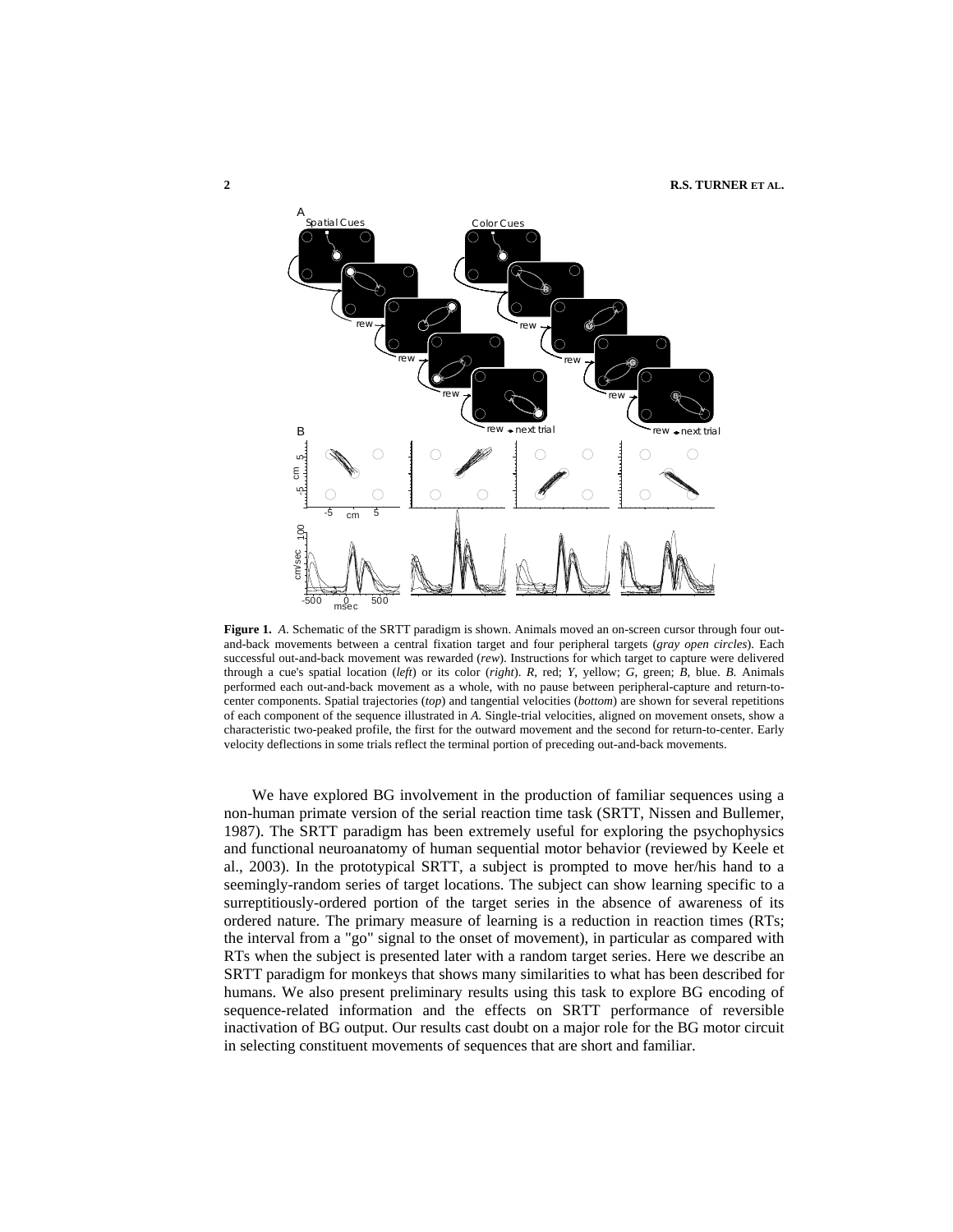**Figure 1.** *A*. Schematic of the SRTT paradigm is shown. Animals moved an on-screen cursor through four out-and-back movements between a central fixation target and four peripheral targets (*gray open circles*). Each successful out-and-back movement was rewarded (*rew*). Instructions for which target to capture were delivered through a cue's spatial location (*left*) or its color (*right*). *R*, red; *Y*, yellow; *G*, green; *B*, blue. *B*. Animals performed each out-and-back movement as a whole, with no pause between peripheral-capture and return-to-center components. Spatial trajectories (*top*) and tangential velocities (*bottom*) are shown for several repetitions of each component of the sequence illustrated in *A*. Single-trial velocities, aligned on movement onsets, show a characteristic two-peaked profile, the first for the outward movement and the second for return-to-center. Early velocity deflections in some trials reflect the terminal portion of preceding out-and-back movements.

We have explored BG involvement in the production of familiar sequences using a non-human primate version of the serial reaction time task (SRTT, Nissen and Bullemer, 1987). The SRTT paradigm has been extremely useful for exploring the psychophysics and functional neuroanatomy of human sequential motor behavior (reviewed by Keele et al., 2003). In the prototypical SRTT, a subject is prompted to move her/his hand to a seemingly-random series of target locations. The subject can show learning specific to a surreptitiously-ordered portion of the target series in the absence of awareness of its ordered nature. The primary measure of learning is a reduction in reaction times (RTs; the interval from a "go" signal to the onset of movement), in particular as compared with RTs when the subject is presented later with a random target series. Here we describe an SRTT paradigm for monkeys that shows many similarities to what has been described for humans. We also present preliminary results using this task to explore BG encoding of sequence-related information and the effects on SRTT performance of reversible inactivation of BG output. Our results cast doubt on a major role for the BG motor circuit in selecting constituent movements of sequences that are short and familiar.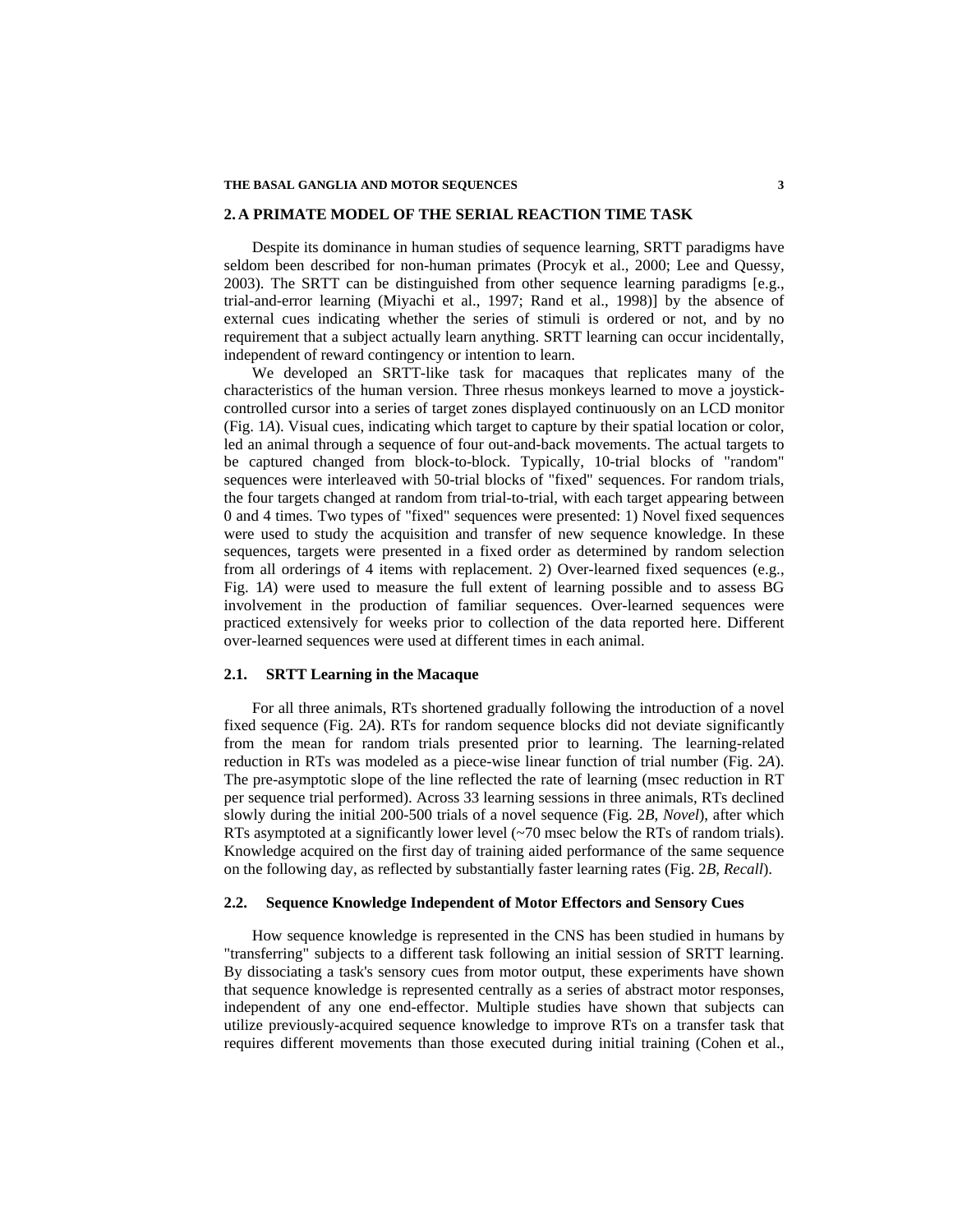## 2. A PRIMATE MODEL OF THE SERIAL REACTION TIME TASK

Despite its dominance in human studies of sequence learning, SRTT paradigms have seldom been described for non-human primates (Procyk et al., 2000; Lee and Quessy, 2003). The SRTT can be distinguished from other sequence learning paradigms [e.g., trial-and-error learning (Miyachi et al., 1997; Rand et al., 1998)] by the absence of external cues indicating whether the series of stimuli is ordered or not, and by no requirement that a subject actually learn anything. SRTT learning can occur incidentally, independent of reward contingency or intention to learn.

We developed an SRTT-like task for macaques that replicates many of the characteristics of the human version. Three rhesus monkeys learned to move a joystick-controlled cursor into a series of target zones displayed continuously on an LCD monitor (Fig. 1*A*). Visual cues, indicating which target to capture by their spatial location or color, led an animal through a sequence of four out-and-back movements. The actual targets to be captured changed from block-to-block. Typically, 10-trial blocks of "random" sequences were interleaved with 50-trial blocks of "fixed" sequences. For random trials, the four targets changed at random from trial-to-trial, with each target appearing between 0 and 4 times. Two types of "fixed" sequences were presented: 1) Novel fixed sequences were used to study the acquisition and transfer of new sequence knowledge. In these sequences, targets were presented in a fixed order as determined by random selection from all orderings of 4 items with replacement. 2) Over-learned fixed sequences (e.g., Fig. 1*A*) were used to measure the full extent of learning possible and to assess BG involvement in the production of familiar sequences. Over-learned sequences were practiced extensively for weeks prior to collection of the data reported here. Different over-learned sequences were used at different times in each animal.

### 2.1. SRTT Learning in the Macaque

For all three animals, RTs shortened gradually following the introduction of a novel fixed sequence (Fig. 2*A*). RTs for random sequence blocks did not deviate significantly from the mean for random trials presented prior to learning. The learning-related reduction in RTs was modeled as a piece-wise linear function of trial number (Fig. 2*A*). The pre-asymptotic slope of the line reflected the rate of learning (msec reduction in RT per sequence trial performed). Across 33 learning sessions in three animals, RTs declined slowly during the initial 200-500 trials of a novel sequence (Fig. 2*B*, *Novel*), after which RTs asymptoted at a significantly lower level (~70 msec below the RTs of random trials). Knowledge acquired on the first day of training aided performance of the same sequence on the following day, as reflected by substantially faster learning rates (Fig. 2*B*, *Recall*).

### 2.2. Sequence Knowledge Independent of Motor Effectors and Sensory Cues

How sequence knowledge is represented in the CNS has been studied in humans by "transferring" subjects to a different task following an initial session of SRTT learning. By dissociating a task's sensory cues from motor output, these experiments have shown that sequence knowledge is represented centrally as a series of abstract motor responses, independent of any one end-effector. Multiple studies have shown that subjects can utilize previously-acquired sequence knowledge to improve RTs on a transfer task that requires different movements than those executed during initial training (Cohen et al.,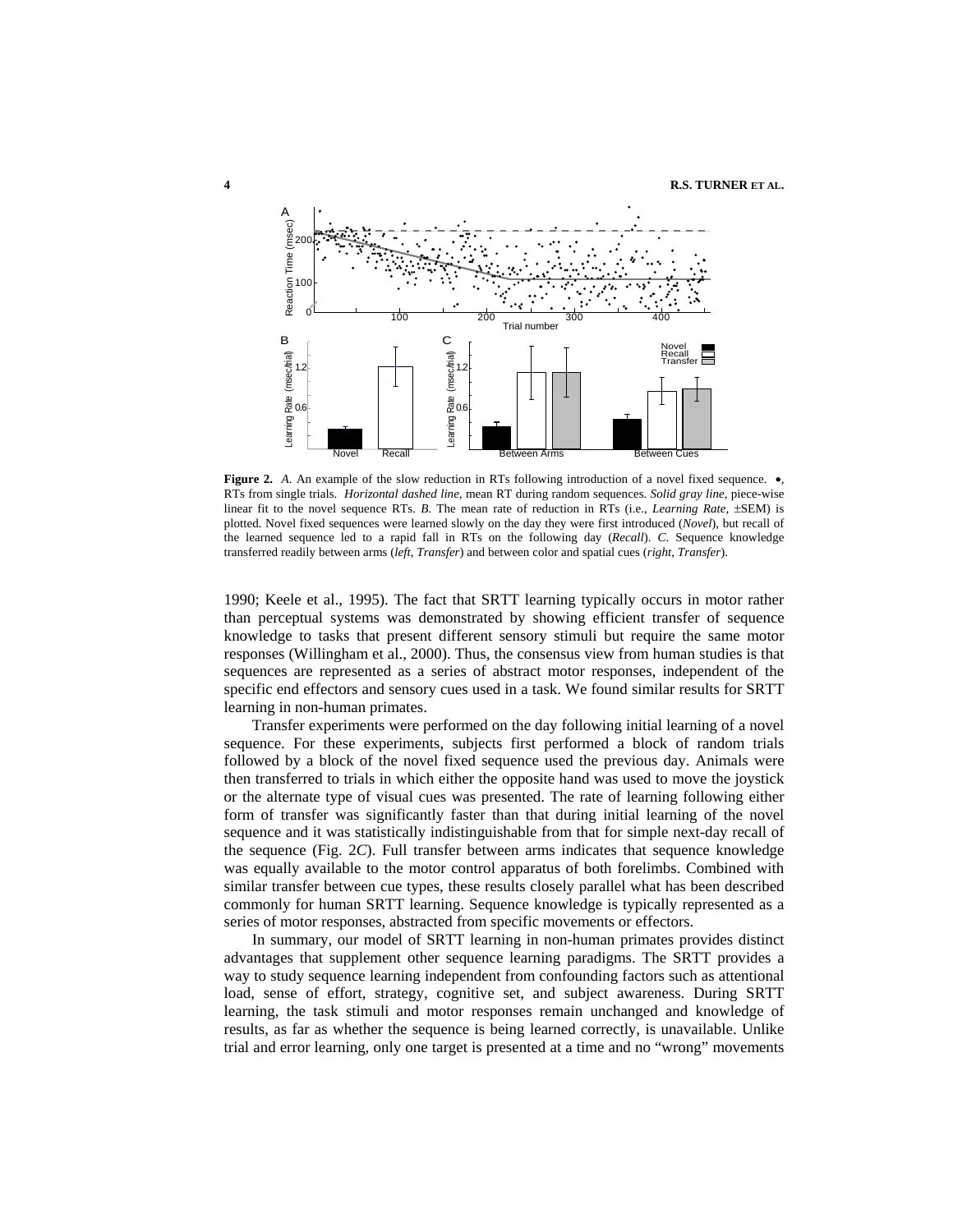A

Reaction Time (msec)

200

100

0

100 200 300 400

Trial number

B

Learning Rate (msec/trial)

1.2

0.6

Novel Recall

C

Learning Rate (msec/trial)

1.2

0.6

Novel
Recall
Transfer

Between Arms Between Cues

**Figure 2.** *A.* An example of the slow reduction in RTs following introduction of a novel fixed sequence. •, RTs from single trials. *Horizontal dashed line*, mean RT during random sequences. *Solid gray line*, piece-wise linear fit to the novel sequence RTs. *B.* The mean rate of reduction in RTs (i.e., *Learning Rate*, ±SEM) is plotted. Novel fixed sequences were learned slowly on the day they were first introduced (*Novel*), but recall of the learned sequence led to a rapid fall in RTs on the following day (*Recall*). *C.* Sequence knowledge transferred readily between arms (*left, Transfer*) and between color and spatial cues (*right, Transfer*).

1990; Keele et al., 1995). The fact that SRTT learning typically occurs in motor rather than perceptual systems was demonstrated by showing efficient transfer of sequence knowledge to tasks that present different sensory stimuli but require the same motor responses (Willingham et al., 2000). Thus, the consensus view from human studies is that sequences are represented as a series of abstract motor responses, independent of the specific end effectors and sensory cues used in a task. We found similar results for SRTT learning in non-human primates.

Transfer experiments were performed on the day following initial learning of a novel sequence. For these experiments, subjects first performed a block of random trials followed by a block of the novel fixed sequence used the previous day. Animals were then transferred to trials in which either the opposite hand was used to move the joystick or the alternate type of visual cues was presented. The rate of learning following either form of transfer was significantly faster than that during initial learning of the novel sequence and it was statistically indistinguishable from that for simple next-day recall of the sequence (Fig. 2*C*). Full transfer between arms indicates that sequence knowledge was equally available to the motor control apparatus of both forelimbs. Combined with similar transfer between cue types, these results closely parallel what has been described commonly for human SRTT learning. Sequence knowledge is typically represented as a series of motor responses, abstracted from specific movements or effectors.

In summary, our model of SRTT learning in non-human primates provides distinct advantages that supplement other sequence learning paradigms. The SRTT provides a way to study sequence learning independent from confounding factors such as attentional load, sense of effort, strategy, cognitive set, and subject awareness. During SRTT learning, the task stimuli and motor responses remain unchanged and knowledge of results, as far as whether the sequence is being learned correctly, is unavailable. Unlike trial and error learning, only one target is presented at a time and no "wrong" movements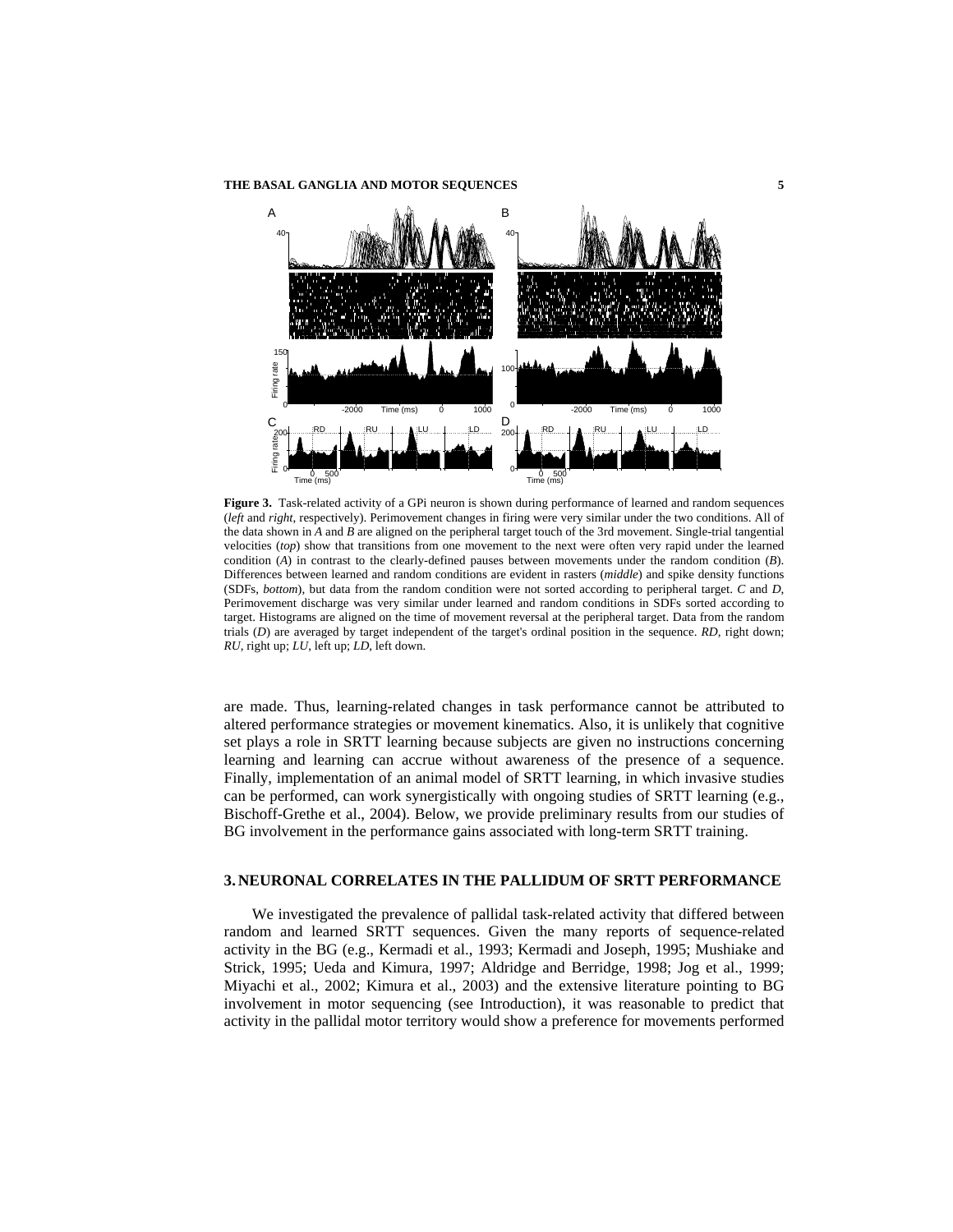**Figure 3.** Task-related activity of a GPi neuron is shown during performance of learned and random sequences (*left* and *right*, respectively). Perimovement changes in firing were very similar under the two conditions. All of the data shown in *A* and *B* are aligned on the peripheral target touch of the 3rd movement. Single-trial tangential velocities (*top*) show that transitions from one movement to the next were often very rapid under the learned condition (*A*) in contrast to the clearly-defined pauses between movements under the random condition (*B*). Differences between learned and random conditions are evident in rasters (*middle*) and spike density functions (SDFs, *bottom*), but data from the random condition were not sorted according to peripheral target. *C* and *D*, Perimovement discharge was very similar under learned and random conditions in SDFs sorted according to target. Histograms are aligned on the time of movement reversal at the peripheral target. Data from the random trials (*D*) are averaged by target independent of the target's ordinal position in the sequence. *RD*, right down; *RU*, right up; *LU*, left up; *LD*, left down.

are made. Thus, learning-related changes in task performance cannot be attributed to altered performance strategies or movement kinematics. Also, it is unlikely that cognitive set plays a role in SRTT learning because subjects are given no instructions concerning learning and learning can accrue without awareness of the presence of a sequence. Finally, implementation of an animal model of SRTT learning, in which invasive studies can be performed, can work synergistically with ongoing studies of SRTT learning (e.g., Bischoff-Grethe et al., 2004). Below, we provide preliminary results from our studies of BG involvement in the performance gains associated with long-term SRTT training.

## 3. NEURONAL CORRELATES IN THE PALLIDUM OF SRTT PERFORMANCE

We investigated the prevalence of pallidal task-related activity that differed between random and learned SRTT sequences. Given the many reports of sequence-related activity in the BG (e.g., Kermadi et al., 1993; Kermadi and Joseph, 1995; Mushiake and Strick, 1995; Ueda and Kimura, 1997; Aldridge and Berridge, 1998; Jog et al., 1999; Miyachi et al., 2002; Kimura et al., 2003) and the extensive literature pointing to BG involvement in motor sequencing (see Introduction), it was reasonable to predict that activity in the pallidal motor territory would show a preference for movements performed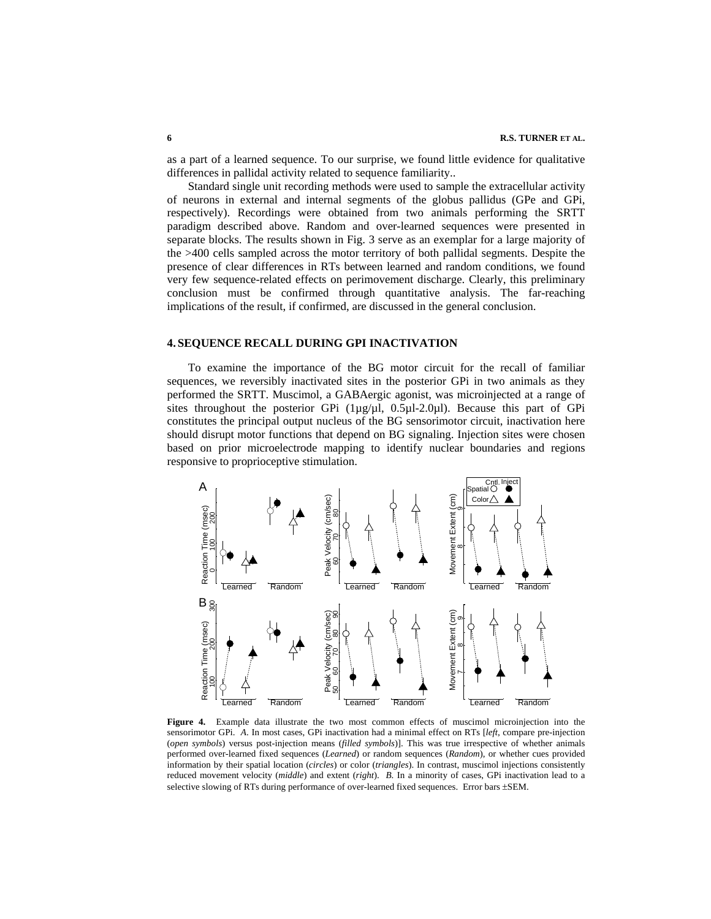as a part of a learned sequence. To our surprise, we found little evidence for qualitative differences in pallidal activity related to sequence familiarity..

Standard single unit recording methods were used to sample the extracellular activity of neurons in external and internal segments of the globus pallidus (GPe and GPi, respectively). Recordings were obtained from two animals performing the SRTT paradigm described above. Random and over-learned sequences were presented in separate blocks. The results shown in Fig. 3 serve as an exemplar for a large majority of the >400 cells sampled across the motor territory of both pallidal segments. Despite the presence of clear differences in RTs between learned and random conditions, we found very few sequence-related effects on perimovement discharge. Clearly, this preliminary conclusion must be confirmed through quantitative analysis. The far-reaching implications of the result, if confirmed, are discussed in the general conclusion.

## 4. SEQUENCE RECALL DURING GPI INACTIVATION

To examine the importance of the BG motor circuit for the recall of familiar sequences, we reversibly inactivated sites in the posterior GPi in two animals as they performed the SRTT. Muscimol, a GABAergic agonist, was microinjected at a range of sites throughout the posterior GPi (1µg/µl, 0.5µl-2.0µl). Because this part of GPi constitutes the principal output nucleus of the BG sensorimotor circuit, inactivation here should disrupt motor functions that depend on BG signaling. Injection sites were chosen based on prior microelectrode mapping to identify nuclear boundaries and regions responsive to proprioceptive stimulation.

**Figure 4.** Example data illustrate the two most common effects of muscimol microinjection into the sensorimotor GPi. *A*. In most cases, GPi inactivation had a minimal effect on RTs [*left*, compare pre-injection (*open symbols*) versus post-injection means (*filled symbols*)]. This was true irrespective of whether animals performed over-learned fixed sequences (*Learned*) or random sequences (*Random*), or whether cues provided information by their spatial location (*circles*) or color (*triangles*). In contrast, muscimol injections consistently reduced movement velocity (*middle*) and extent (*right*). *B*. In a minority of cases, GPi inactivation lead to a selective slowing of RTs during performance of over-learned fixed sequences. Error bars ±SEM.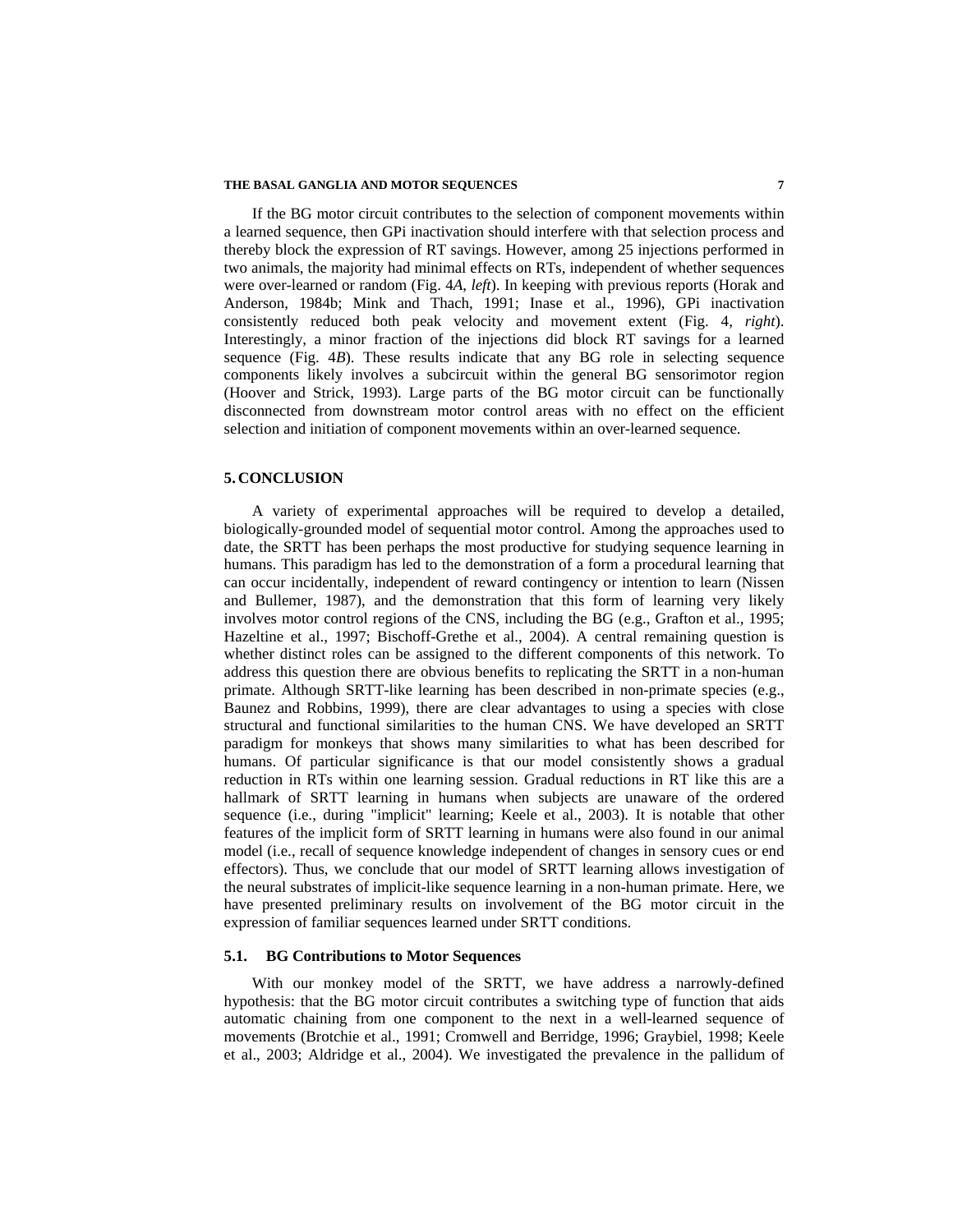If the BG motor circuit contributes to the selection of component movements within a learned sequence, then GPi inactivation should interfere with that selection process and thereby block the expression of RT savings. However, among 25 injections performed in two animals, the majority had minimal effects on RTs, independent of whether sequences were over-learned or random (Fig. 4*A*, *left*). In keeping with previous reports (Horak and Anderson, 1984b; Mink and Thach, 1991; Inase et al., 1996), GPi inactivation consistently reduced both peak velocity and movement extent (Fig. 4, *right*). Interestingly, a minor fraction of the injections did block RT savings for a learned sequence (Fig. 4*B*). These results indicate that any BG role in selecting sequence components likely involves a subcircuit within the general BG sensorimotor region (Hoover and Strick, 1993). Large parts of the BG motor circuit can be functionally disconnected from downstream motor control areas with no effect on the efficient selection and initiation of component movements within an over-learned sequence.

## 5. CONCLUSION

A variety of experimental approaches will be required to develop a detailed, biologically-grounded model of sequential motor control. Among the approaches used to date, the SRTT has been perhaps the most productive for studying sequence learning in humans. This paradigm has led to the demonstration of a form a procedural learning that can occur incidentally, independent of reward contingency or intention to learn (Nissen and Bullemer, 1987), and the demonstration that this form of learning very likely involves motor control regions of the CNS, including the BG (e.g., Grafton et al., 1995; Hazeltine et al., 1997; Bischoff-Grethe et al., 2004). A central remaining question is whether distinct roles can be assigned to the different components of this network. To address this question there are obvious benefits to replicating the SRTT in a non-human primate. Although SRTT-like learning has been described in non-primate species (e.g., Baunez and Robbins, 1999), there are clear advantages to using a species with close structural and functional similarities to the human CNS. We have developed an SRTT paradigm for monkeys that shows many similarities to what has been described for humans. Of particular significance is that our model consistently shows a gradual reduction in RTs within one learning session. Gradual reductions in RT like this are a hallmark of SRTT learning in humans when subjects are unaware of the ordered sequence (i.e., during "implicit" learning; Keele et al., 2003). It is notable that other features of the implicit form of SRTT learning in humans were also found in our animal model (i.e., recall of sequence knowledge independent of changes in sensory cues or end effectors). Thus, we conclude that our model of SRTT learning allows investigation of the neural substrates of implicit-like sequence learning in a non-human primate. Here, we have presented preliminary results on involvement of the BG motor circuit in the expression of familiar sequences learned under SRTT conditions.

### 5.1. BG Contributions to Motor Sequences

With our monkey model of the SRTT, we have address a narrowly-defined hypothesis: that the BG motor circuit contributes a switching type of function that aids automatic chaining from one component to the next in a well-learned sequence of movements (Brotchie et al., 1991; Cromwell and Berridge, 1996; Graybiel, 1998; Keele et al., 2003; Aldridge et al., 2004). We investigated the prevalence in the pallidum of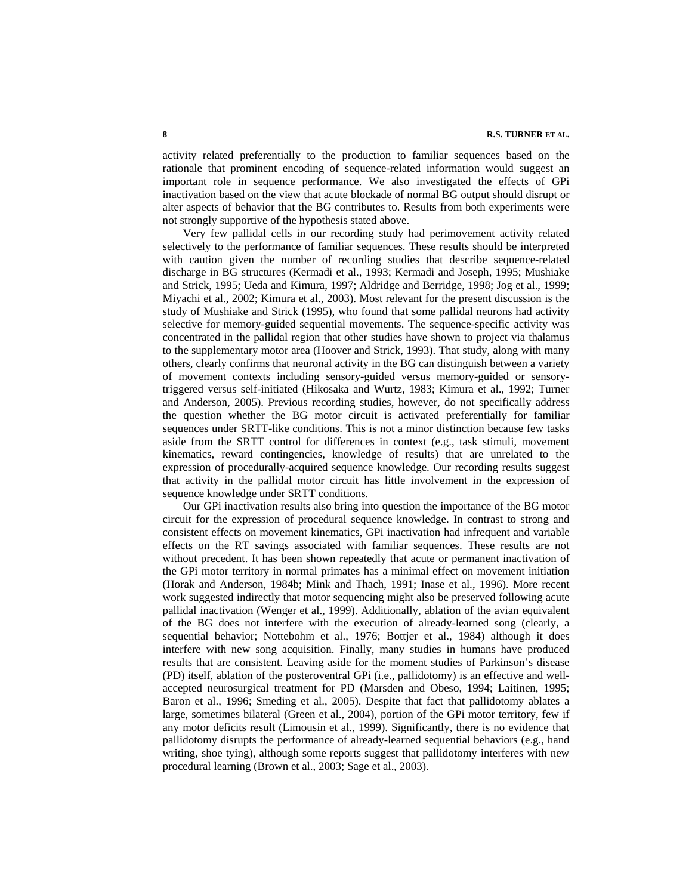activity related preferentially to the production to familiar sequences based on the rationale that prominent encoding of sequence-related information would suggest an important role in sequence performance. We also investigated the effects of GPi inactivation based on the view that acute blockade of normal BG output should disrupt or alter aspects of behavior that the BG contributes to. Results from both experiments were not strongly supportive of the hypothesis stated above.

Very few pallidal cells in our recording study had perimovement activity related selectively to the performance of familiar sequences. These results should be interpreted with caution given the number of recording studies that describe sequence-related discharge in BG structures (Kermadi et al., 1993; Kermadi and Joseph, 1995; Mushiake and Strick, 1995; Ueda and Kimura, 1997; Aldridge and Berridge, 1998; Jog et al., 1999; Miyachi et al., 2002; Kimura et al., 2003). Most relevant for the present discussion is the study of Mushiake and Strick (1995), who found that some pallidal neurons had activity selective for memory-guided sequential movements. The sequence-specific activity was concentrated in the pallidal region that other studies have shown to project via thalamus to the supplementary motor area (Hoover and Strick, 1993). That study, along with many others, clearly confirms that neuronal activity in the BG can distinguish between a variety of movement contexts including sensory-guided versus memory-guided or sensory-triggered versus self-initiated (Hikosaka and Wurtz, 1983; Kimura et al., 1992; Turner and Anderson, 2005). Previous recording studies, however, do not specifically address the question whether the BG motor circuit is activated preferentially for familiar sequences under SRTT-like conditions. This is not a minor distinction because few tasks aside from the SRTT control for differences in context (e.g., task stimuli, movement kinematics, reward contingencies, knowledge of results) that are unrelated to the expression of procedurally-acquired sequence knowledge. Our recording results suggest that activity in the pallidal motor circuit has little involvement in the expression of sequence knowledge under SRTT conditions.

Our GPi inactivation results also bring into question the importance of the BG motor circuit for the expression of procedural sequence knowledge. In contrast to strong and consistent effects on movement kinematics, GPi inactivation had infrequent and variable effects on the RT savings associated with familiar sequences. These results are not without precedent. It has been shown repeatedly that acute or permanent inactivation of the GPi motor territory in normal primates has a minimal effect on movement initiation (Horak and Anderson, 1984b; Mink and Thach, 1991; Inase et al., 1996). More recent work suggested indirectly that motor sequencing might also be preserved following acute pallidal inactivation (Wenger et al., 1999). Additionally, ablation of the avian equivalent of the BG does not interfere with the execution of already-learned song (clearly, a sequential behavior; Nottebohm et al., 1976; Bottjer et al., 1984) although it does interfere with new song acquisition. Finally, many studies in humans have produced results that are consistent. Leaving aside for the moment studies of Parkinson's disease (PD) itself, ablation of the posteroventral GPi (i.e., pallidotomy) is an effective and well-accepted neurosurgical treatment for PD (Marsden and Obeso, 1994; Laitinen, 1995; Baron et al., 1996; Smeding et al., 2005). Despite that fact that pallidotomy ablates a large, sometimes bilateral (Green et al., 2004), portion of the GPi motor territory, few if any motor deficits result (Limousin et al., 1999). Significantly, there is no evidence that pallidotomy disrupts the performance of already-learned sequential behaviors (e.g., hand writing, shoe tying), although some reports suggest that pallidotomy interferes with new procedural learning (Brown et al., 2003; Sage et al., 2003).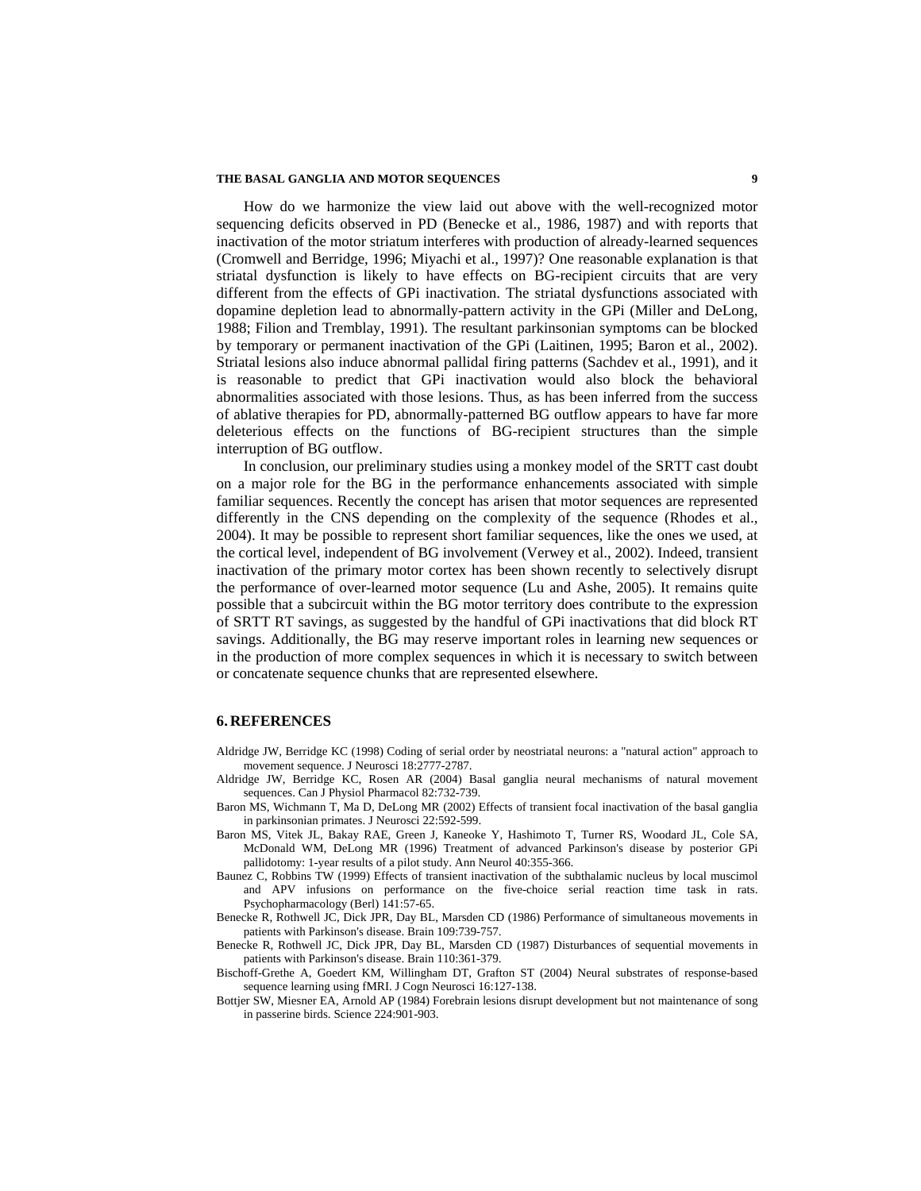How do we harmonize the view laid out above with the well-recognized motor sequencing deficits observed in PD (Benecke et al., 1986, 1987) and with reports that inactivation of the motor striatum interferes with production of already-learned sequences (Cromwell and Berridge, 1996; Miyachi et al., 1997)? One reasonable explanation is that striatal dysfunction is likely to have effects on BG-recipient circuits that are very different from the effects of GPi inactivation. The striatal dysfunctions associated with dopamine depletion lead to abnormally-pattern activity in the GPi (Miller and DeLong, 1988; Filion and Tremblay, 1991). The resultant parkinsonian symptoms can be blocked by temporary or permanent inactivation of the GPi (Laitinen, 1995; Baron et al., 2002). Striatal lesions also induce abnormal pallidal firing patterns (Sachdev et al., 1991), and it is reasonable to predict that GPi inactivation would also block the behavioral abnormalities associated with those lesions. Thus, as has been inferred from the success of ablative therapies for PD, abnormally-patterned BG outflow appears to have far more deleterious effects on the functions of BG-recipient structures than the simple interruption of BG outflow.

In conclusion, our preliminary studies using a monkey model of the SRTT cast doubt on a major role for the BG in the performance enhancements associated with simple familiar sequences. Recently the concept has arisen that motor sequences are represented differently in the CNS depending on the complexity of the sequence (Rhodes et al., 2004). It may be possible to represent short familiar sequences, like the ones we used, at the cortical level, independent of BG involvement (Verwey et al., 2002). Indeed, transient inactivation of the primary motor cortex has been shown recently to selectively disrupt the performance of over-learned motor sequence (Lu and Ashe, 2005). It remains quite possible that a subcircuit within the BG motor territory does contribute to the expression of SRTT RT savings, as suggested by the handful of GPi inactivations that did block RT savings. Additionally, the BG may reserve important roles in learning new sequences or in the production of more complex sequences in which it is necessary to switch between or concatenate sequence chunks that are represented elsewhere.

## 6. REFERENCES

Aldridge JW, Berridge KC (1998) Coding of serial order by neostriatal neurons: a "natural action" approach to movement sequence. J Neurosci 18:2777-2787.

Aldridge JW, Berridge KC, Rosen AR (2004) Basal ganglia neural mechanisms of natural movement sequences. Can J Physiol Pharmacol 82:732-739.

Baron MS, Wichmann T, Ma D, DeLong MR (2002) Effects of transient focal inactivation of the basal ganglia in parkinsonian primates. J Neurosci 22:592-599.

Baron MS, Vitek JL, Bakay RAE, Green J, Kaneoke Y, Hashimoto T, Turner RS, Woodard JL, Cole SA, McDonald WM, DeLong MR (1996) Treatment of advanced Parkinson's disease by posterior GPi pallidotomy: 1-year results of a pilot study. Ann Neurol 40:355-366.

Baunez C, Robbins TW (1999) Effects of transient inactivation of the subthalamic nucleus by local muscimol and APV infusions on performance on the five-choice serial reaction time task in rats. Psychopharmacology (Berl) 141:57-65.

Benecke R, Rothwell JC, Dick JPR, Day BL, Marsden CD (1986) Performance of simultaneous movements in patients with Parkinson's disease. Brain 109:739-757.

Benecke R, Rothwell JC, Dick JPR, Day BL, Marsden CD (1987) Disturbances of sequential movements in patients with Parkinson's disease. Brain 110:361-379.

Bischoff-Grethe A, Goedert KM, Willingham DT, Grafton ST (2004) Neural substrates of response-based sequence learning using fMRI. J Cogn Neurosci 16:127-138.

Bottjer SW, Miesner EA, Arnold AP (1984) Forebrain lesions disrupt development but not maintenance of song in passerine birds. Science 224:901-903.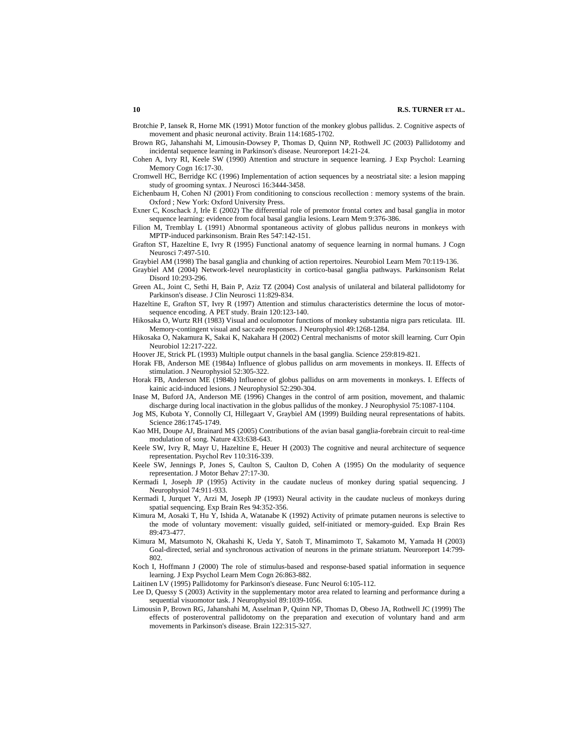Brotchie P, Iansek R, Horne MK (1991) Motor function of the monkey globus pallidus. 2. Cognitive aspects of movement and phasic neuronal activity. Brain 114:1685-1702.

Brown RG, Jahanshahi M, Limousin-Dowsey P, Thomas D, Quinn NP, Rothwell JC (2003) Pallidotomy and incidental sequence learning in Parkinson's disease. Neuroreport 14:21-24.

Cohen A, Ivry RI, Keele SW (1990) Attention and structure in sequence learning. J Exp Psychol: Learning Memory Cogn 16:17-30.

Cromwell HC, Berridge KC (1996) Implementation of action sequences by a neostriatal site: a lesion mapping study of grooming syntax. J Neurosci 16:3444-3458.

Eichenbaum H, Cohen NJ (2001) From conditioning to conscious recollection : memory systems of the brain. Oxford ; New York: Oxford University Press.

Exner C, Koschack J, Irle E (2002) The differential role of premotor frontal cortex and basal ganglia in motor sequence learning: evidence from focal basal ganglia lesions. Learn Mem 9:376-386.

Filion M, Tremblay L (1991) Abnormal spontaneous activity of globus pallidus neurons in monkeys with MPTP-induced parkinsonism. Brain Res 547:142-151.

Grafton ST, Hazeltine E, Ivry R (1995) Functional anatomy of sequence learning in normal humans. J Cogn Neurosci 7:497-510.

Graybiel AM (1998) The basal ganglia and chunking of action repertoires. Neurobiol Learn Mem 70:119-136.

Graybiel AM (2004) Network-level neuroplasticity in cortico-basal ganglia pathways. Parkinsonism Relat Disord 10:293-296.

Green AL, Joint C, Sethi H, Bain P, Aziz TZ (2004) Cost analysis of unilateral and bilateral pallidotomy for Parkinson's disease. J Clin Neurosci 11:829-834.

Hazeltine E, Grafton ST, Ivry R (1997) Attention and stimulus characteristics determine the locus of motor-sequence encoding. A PET study. Brain 120:123-140.

Hikosaka O, Wurtz RH (1983) Visual and oculomotor functions of monkey substantia nigra pars reticulata. III. Memory-contingent visual and saccade responses. J Neurophysiol 49:1268-1284.

Hikosaka O, Nakamura K, Sakai K, Nakahara H (2002) Central mechanisms of motor skill learning. Curr Opin Neurobiol 12:217-222.

Hoover JE, Strick PL (1993) Multiple output channels in the basal ganglia. Science 259:819-821.

Horak FB, Anderson ME (1984a) Influence of globus pallidus on arm movements in monkeys. II. Effects of stimulation. J Neurophysiol 52:305-322.

Horak FB, Anderson ME (1984b) Influence of globus pallidus on arm movements in monkeys. I. Effects of kainic acid-induced lesions. J Neurophysiol 52:290-304.

Inase M, Buford JA, Anderson ME (1996) Changes in the control of arm position, movement, and thalamic discharge during local inactivation in the globus pallidus of the monkey. J Neurophysiol 75:1087-1104.

Jog MS, Kubota Y, Connolly CI, Hillegaart V, Graybiel AM (1999) Building neural representations of habits. Science 286:1745-1749.

Kao MH, Doupe AJ, Brainard MS (2005) Contributions of the avian basal ganglia-forebrain circuit to real-time modulation of song. Nature 433:638-643.

Keele SW, Ivry R, Mayr U, Hazeltine E, Heuer H (2003) The cognitive and neural architecture of sequence representation. Psychol Rev 110:316-339.

Keele SW, Jennings P, Jones S, Caulton S, Caulton D, Cohen A (1995) On the modularity of sequence representation. J Motor Behav 27:17-30.

Kermadi I, Joseph JP (1995) Activity in the caudate nucleus of monkey during spatial sequencing. J Neurophysiol 74:911-933.

Kermadi I, Jurquet Y, Arzi M, Joseph JP (1993) Neural activity in the caudate nucleus of monkeys during spatial sequencing. Exp Brain Res 94:352-356.

Kimura M, Aosaki T, Hu Y, Ishida A, Watanabe K (1992) Activity of primate putamen neurons is selective to the mode of voluntary movement: visually guided, self-initiated or memory-guided. Exp Brain Res 89:473-477.

Kimura M, Matsumoto N, Okahashi K, Ueda Y, Satoh T, Minamimoto T, Sakamoto M, Yamada H (2003) Goal-directed, serial and synchronous activation of neurons in the primate striatum. Neuroreport 14:799-802.

Koch I, Hoffmann J (2000) The role of stimulus-based and response-based spatial information in sequence learning. J Exp Psychol Learn Mem Cogn 26:863-882.

Laitinen LV (1995) Pallidotomy for Parkinson's diesease. Func Neurol 6:105-112.

Lee D, Quessy S (2003) Activity in the supplementary motor area related to learning and performance during a sequential visuomotor task. J Neurophysiol 89:1039-1056.

Limousin P, Brown RG, Jahanshahi M, Asselman P, Quinn NP, Thomas D, Obeso JA, Rothwell JC (1999) The effects of posteroventral pallidotomy on the preparation and execution of voluntary hand and arm movements in Parkinson's disease. Brain 122:315-327.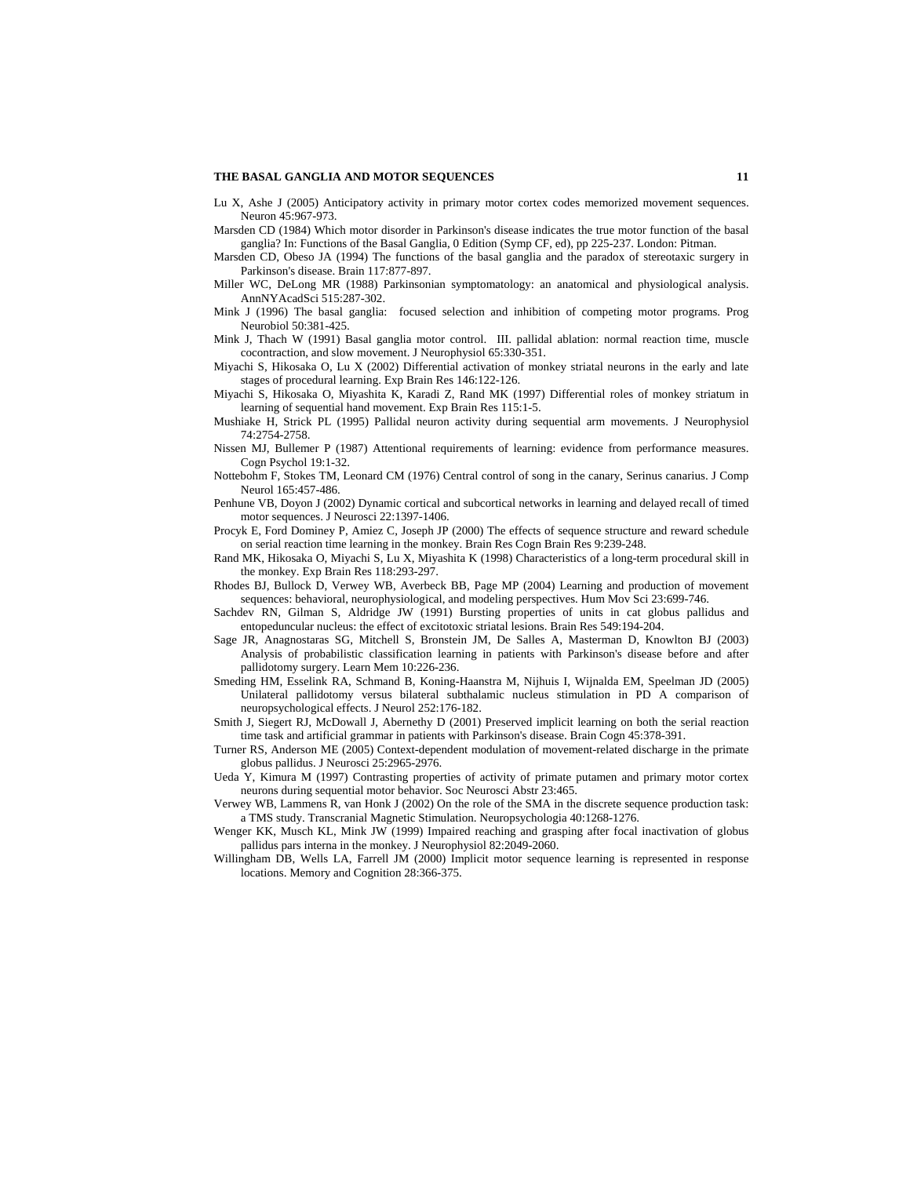Lu X, Ashe J (2005) Anticipatory activity in primary motor cortex codes memorized movement sequences. Neuron 45:967-973.

Marsden CD (1984) Which motor disorder in Parkinson's disease indicates the true motor function of the basal ganglia? In: Functions of the Basal Ganglia, 0 Edition (Symp CF, ed), pp 225-237. London: Pitman.

Marsden CD, Obeso JA (1994) The functions of the basal ganglia and the paradox of stereotaxic surgery in Parkinson's disease. Brain 117:877-897.

Miller WC, DeLong MR (1988) Parkinsonian symptomatology: an anatomical and physiological analysis. AnnNYAcadSci 515:287-302.

Mink J (1996) The basal ganglia: focused selection and inhibition of competing motor programs. Prog Neurobiol 50:381-425.

Mink J, Thach W (1991) Basal ganglia motor control. III. pallidal ablation: normal reaction time, muscle cocontraction, and slow movement. J Neurophysiol 65:330-351.

Miyachi S, Hikosaka O, Lu X (2002) Differential activation of monkey striatal neurons in the early and late stages of procedural learning. Exp Brain Res 146:122-126.

Miyachi S, Hikosaka O, Miyashita K, Karadi Z, Rand MK (1997) Differential roles of monkey striatum in learning of sequential hand movement. Exp Brain Res 115:1-5.

Mushiake H, Strick PL (1995) Pallidal neuron activity during sequential arm movements. J Neurophysiol 74:2754-2758.

Nissen MJ, Bullemer P (1987) Attentional requirements of learning: evidence from performance measures. Cogn Psychol 19:1-32.

Nottebohm F, Stokes TM, Leonard CM (1976) Central control of song in the canary, Serinus canarius. J Comp Neurol 165:457-486.

Penhune VB, Doyon J (2002) Dynamic cortical and subcortical networks in learning and delayed recall of timed motor sequences. J Neurosci 22:1397-1406.

Procyk E, Ford Dominey P, Amiez C, Joseph JP (2000) The effects of sequence structure and reward schedule on serial reaction time learning in the monkey. Brain Res Cogn Brain Res 9:239-248.

Rand MK, Hikosaka O, Miyachi S, Lu X, Miyashita K (1998) Characteristics of a long-term procedural skill in the monkey. Exp Brain Res 118:293-297.

Rhodes BJ, Bullock D, Verwey WB, Averbeck BB, Page MP (2004) Learning and production of movement sequences: behavioral, neurophysiological, and modeling perspectives. Hum Mov Sci 23:699-746.

Sachdev RN, Gilman S, Aldridge JW (1991) Bursting properties of units in cat globus pallidus and entopeduncular nucleus: the effect of excitotoxic striatal lesions. Brain Res 549:194-204.

Sage JR, Anagnostaras SG, Mitchell S, Bronstein JM, De Salles A, Masterman D, Knowlton BJ (2003) Analysis of probabilistic classification learning in patients with Parkinson's disease before and after pallidotomy surgery. Learn Mem 10:226-236.

Smeding HM, Esselink RA, Schmand B, Koning-Haanstra M, Nijhuis I, Wijnalda EM, Speelman JD (2005) Unilateral pallidotomy versus bilateral subthalamic nucleus stimulation in PD A comparison of neuropsychological effects. J Neurol 252:176-182.

Smith J, Siegert RJ, McDowall J, Abernethy D (2001) Preserved implicit learning on both the serial reaction time task and artificial grammar in patients with Parkinson's disease. Brain Cogn 45:378-391.

Turner RS, Anderson ME (2005) Context-dependent modulation of movement-related discharge in the primate globus pallidus. J Neurosci 25:2965-2976.

Ueda Y, Kimura M (1997) Contrasting properties of activity of primate putamen and primary motor cortex neurons during sequential motor behavior. Soc Neurosci Abstr 23:465.

Verwey WB, Lammens R, van Honk J (2002) On the role of the SMA in the discrete sequence production task: a TMS study. Transcranial Magnetic Stimulation. Neuropsychologia 40:1268-1276.

Wenger KK, Musch KL, Mink JW (1999) Impaired reaching and grasping after focal inactivation of globus pallidus pars interna in the monkey. J Neurophysiol 82:2049-2060.

Willingham DB, Wells LA, Farrell JM (2000) Implicit motor sequence learning is represented in response locations. Memory and Cognition 28:366-375.